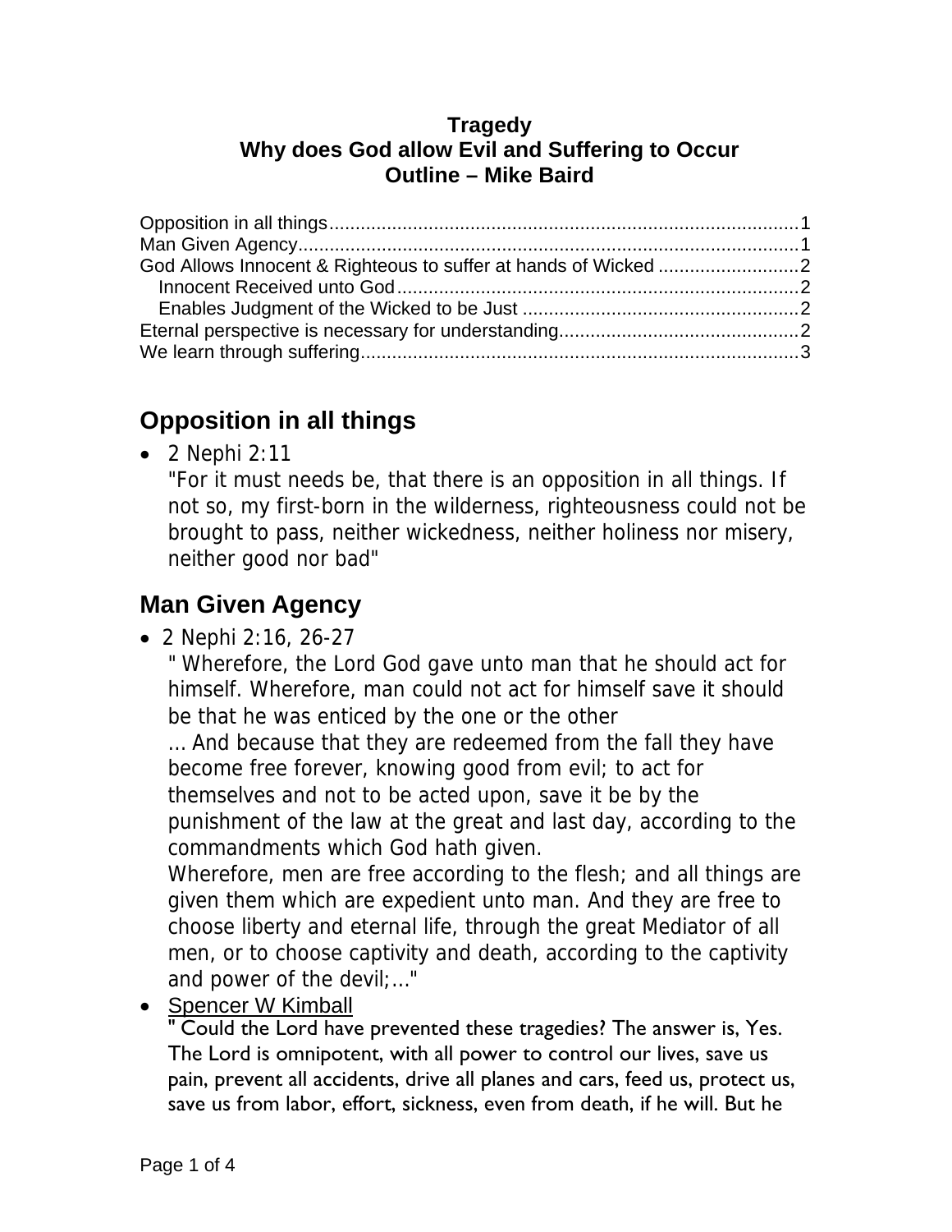**Tragedy**
**Why does God allow Evil and Suffering to Occur**
**Outline – Mike Baird**

Opposition in all things....................1
Man Given Agency....................1
God Allows Innocent & Righteous to suffer at hands of Wicked....................2
  Innocent Received unto God....................2
  Enables Judgment of the Wicked to be Just....................2
Eternal perspective is necessary for understanding....................2
We learn through suffering....................3

## Opposition in all things

- 2 Nephi 2:11
  "For it must needs be, that there is an opposition in all things. If not so, my first-born in the wilderness, righteousness could not be brought to pass, neither wickedness, neither holiness nor misery, neither good nor bad"

## Man Given Agency

- 2 Nephi 2:16, 26-27
  " Wherefore, the Lord God gave unto man that he should act for himself. Wherefore, man could not act for himself save it should be that he was enticed by the one or the other
  ... And because that they are redeemed from the fall they have become free forever, knowing good from evil; to act for themselves and not to be acted upon, save it be by the punishment of the law at the great and last day, according to the commandments which God hath given.
  Wherefore, men are free according to the flesh; and all things are given them which are expedient unto man. And they are free to choose liberty and eternal life, through the great Mediator of all men, or to choose captivity and death, according to the captivity and power of the devil;..."
- Spencer W Kimball
  " Could the Lord have prevented these tragedies? The answer is, Yes. The Lord is omnipotent, with all power to control our lives, save us pain, prevent all accidents, drive all planes and cars, feed us, protect us, save us from labor, effort, sickness, even from death, if he will. But he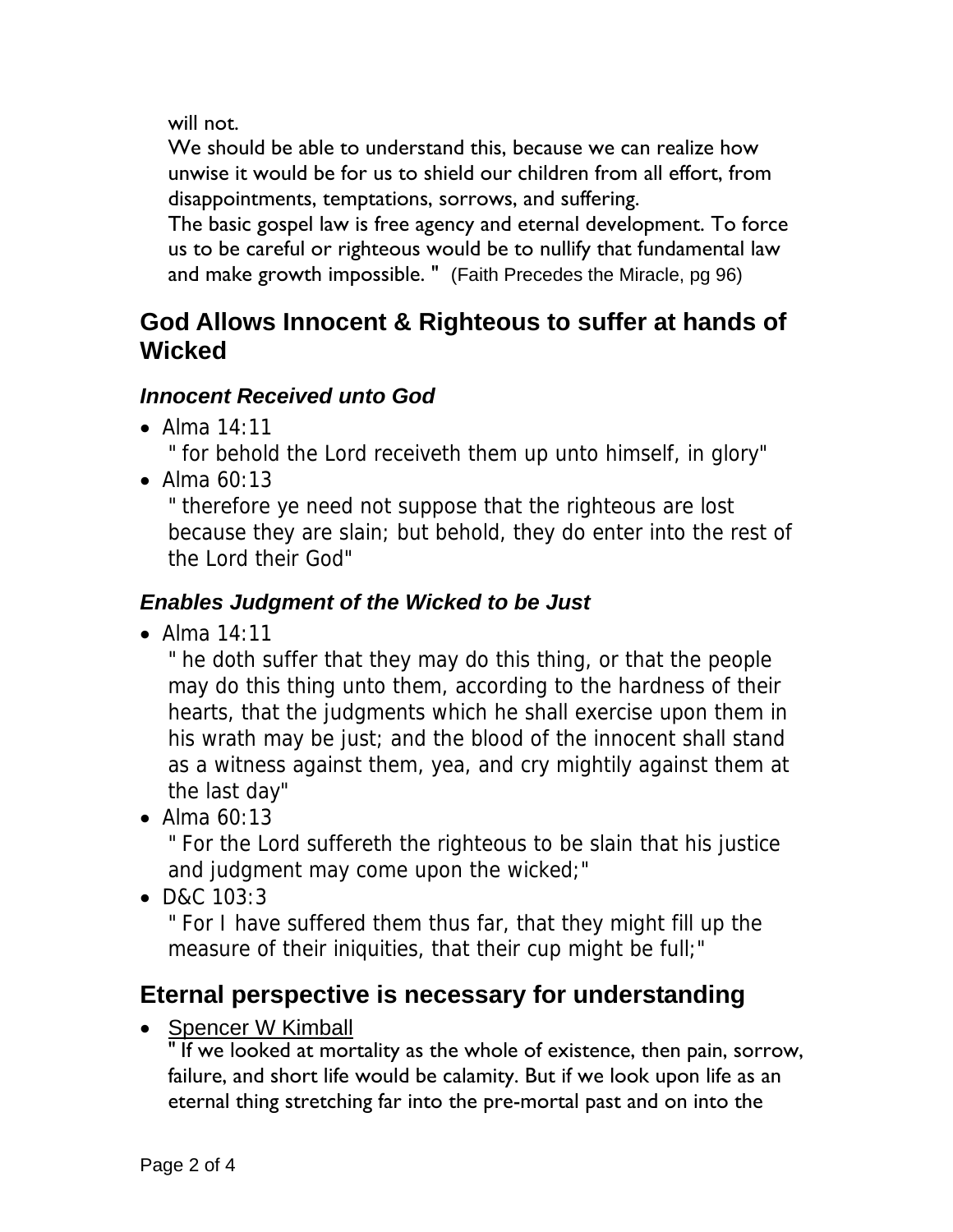will not.

We should be able to understand this, because we can realize how unwise it would be for us to shield our children from all effort, from disappointments, temptations, sorrows, and suffering.

The basic gospel law is free agency and eternal development. To force us to be careful or righteous would be to nullify that fundamental law and make growth impossible. " (Faith Precedes the Miracle, pg 96)

## God Allows Innocent & Righteous to suffer at hands of Wicked

### *Innocent Received unto God*

- Alma 14:11
  " for behold the Lord receiveth them up unto himself, in glory"
- Alma 60:13
  " therefore ye need not suppose that the righteous are lost because they are slain; but behold, they do enter into the rest of the Lord their God"

### *Enables Judgment of the Wicked to be Just*

- Alma 14:11
  " he doth suffer that they may do this thing, or that the people may do this thing unto them, according to the hardness of their hearts, that the judgments which he shall exercise upon them in his wrath may be just; and the blood of the innocent shall stand as a witness against them, yea, and cry mightily against them at the last day"
- Alma 60:13
  " For the Lord suffereth the righteous to be slain that his justice and judgment may come upon the wicked;"
- D&C 103:3
  " For I have suffered them thus far, that they might fill up the measure of their iniquities, that their cup might be full;"

## Eternal perspective is necessary for understanding

- Spencer W Kimball
  " If we looked at mortality as the whole of existence, then pain, sorrow, failure, and short life would be calamity. But if we look upon life as an eternal thing stretching far into the pre-mortal past and on into the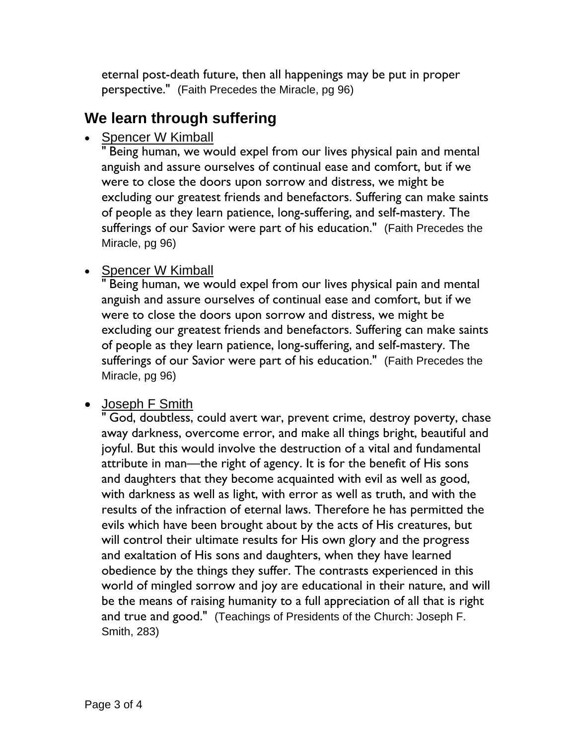eternal post-death future, then all happenings may be put in proper perspective." (Faith Precedes the Miracle, pg 96)

## We learn through suffering

- Spencer W Kimball

  " Being human, we would expel from our lives physical pain and mental anguish and assure ourselves of continual ease and comfort, but if we were to close the doors upon sorrow and distress, we might be excluding our greatest friends and benefactors. Suffering can make saints of people as they learn patience, long-suffering, and self-mastery. The sufferings of our Savior were part of his education." (Faith Precedes the Miracle, pg 96)

- Spencer W Kimball

  " Being human, we would expel from our lives physical pain and mental anguish and assure ourselves of continual ease and comfort, but if we were to close the doors upon sorrow and distress, we might be excluding our greatest friends and benefactors. Suffering can make saints of people as they learn patience, long-suffering, and self-mastery. The sufferings of our Savior were part of his education." (Faith Precedes the Miracle, pg 96)

- Joseph F Smith

  " God, doubtless, could avert war, prevent crime, destroy poverty, chase away darkness, overcome error, and make all things bright, beautiful and joyful. But this would involve the destruction of a vital and fundamental attribute in man—the right of agency. It is for the benefit of His sons and daughters that they become acquainted with evil as well as good, with darkness as well as light, with error as well as truth, and with the results of the infraction of eternal laws. Therefore he has permitted the evils which have been brought about by the acts of His creatures, but will control their ultimate results for His own glory and the progress and exaltation of His sons and daughters, when they have learned obedience by the things they suffer. The contrasts experienced in this world of mingled sorrow and joy are educational in their nature, and will be the means of raising humanity to a full appreciation of all that is right and true and good." (Teachings of Presidents of the Church: Joseph F. Smith, 283)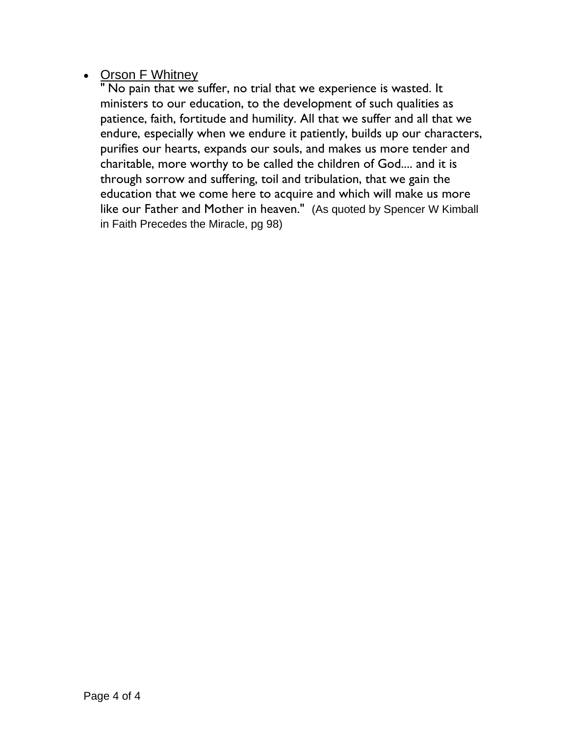- Orson F Whitney
  " No pain that we suffer, no trial that we experience is wasted. It ministers to our education, to the development of such qualities as patience, faith, fortitude and humility. All that we suffer and all that we endure, especially when we endure it patiently, builds up our characters, purifies our hearts, expands our souls, and makes us more tender and charitable, more worthy to be called the children of God.... and it is through sorrow and suffering, toil and tribulation, that we gain the education that we come here to acquire and which will make us more like our Father and Mother in heaven." (As quoted by Spencer W Kimball in Faith Precedes the Miracle, pg 98)